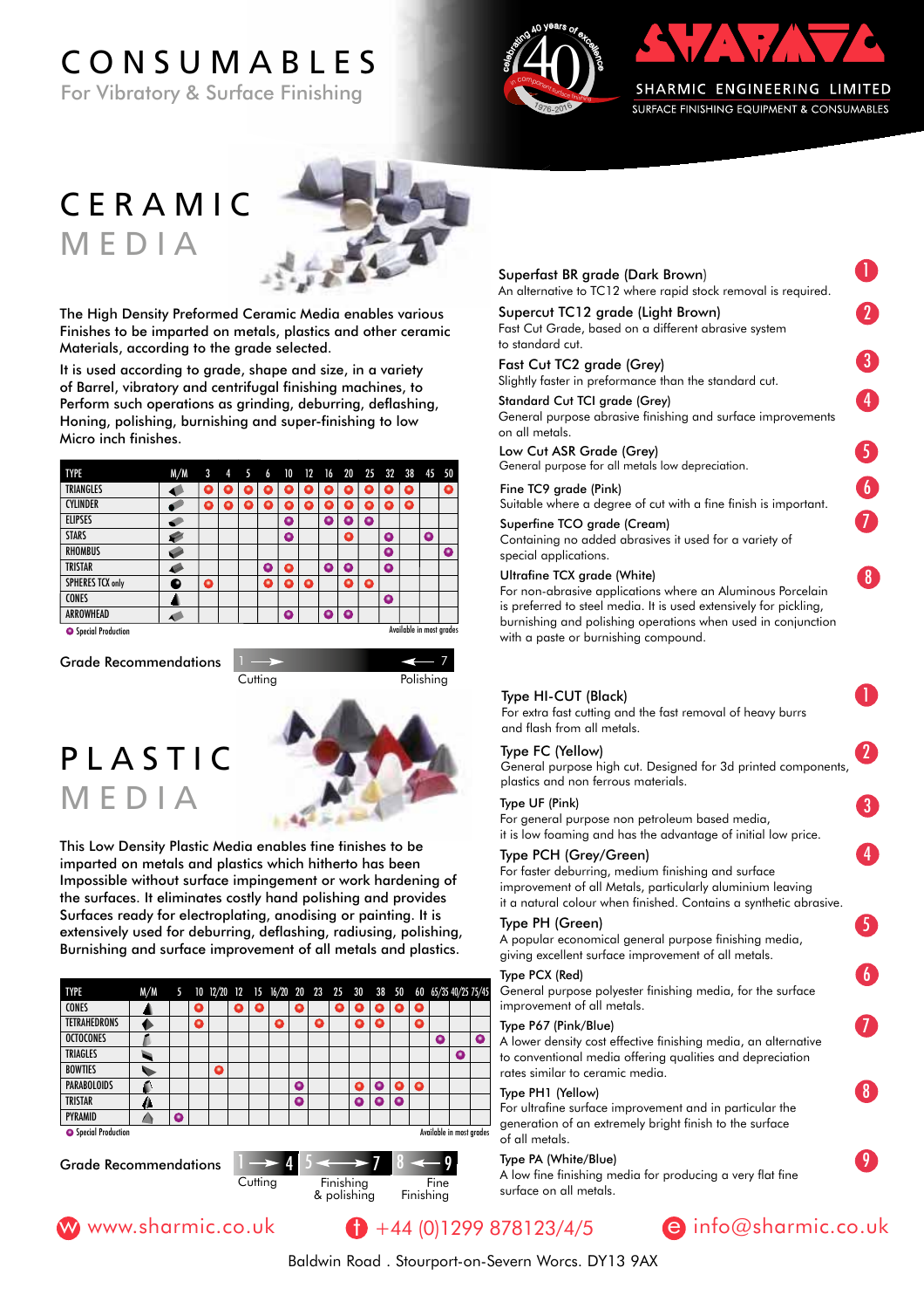# CONSUMABLES

For Vibratory & Surface Finishing

celebrating 40 years of excellence in component surface finishing 1976-2016

SHARMIC ENGINEERING LIMITED
SURFACE FINISHING EQUIPMENT & CONSUMABLES

# CERAMIC MEDIA

The High Density Preformed Ceramic Media enables various Finishes to be imparted on metals, plastics and other ceramic Materials, according to the grade selected.

It is used according to grade, shape and size, in a variety of Barrel, vibratory and centrifugal finishing machines, to Perform such operations as grinding, deburring, deflashing, Honing, polishing, burnishing and super-finishing to low Micro inch finishes.

| TYPE | M/M | 3 | 4 | 5 | 6 | 10 | 12 | 16 | 20 | 25 | 32 | 38 | 45 | 50 |
|---|---|---|---|---|---|---|---|---|---|---|---|---|---|---|
| TRIANGLES | | ● | ● | ● | ● | ● | ● | ● | ● | ● | ● | ● | | ● |
| CYLINDER | | ● | ● | ● | ● | ● | ● | ● | ● | ● | ● | ● | | |
| ELIPSES | | | | | | ◎ | | ◎ | ◎ | ◎ | | | | |
| STARS | | | | | | ◎ | | | ● | | ◎ | | ◎ | |
| RHOMBUS | | | | | | | | | | | ◎ | | | ◎ |
| TRISTAR | | | | | ◎ | ● | | ◎ | ◎ | | ◎ | | | |
| SPHERES TCX only | | ● | | | ● | ● | ● | | ● | ● | | | | |
| CONES | | | | | | | | | | | ◎ | | | |
| ARROWHEAD | | | | | | ◎ | | ◎ | ◎ | | | | | |

◎ Special Production — ● Available in most grades

Grade Recommendations: 1 → Cutting … 7 ← Polishing

1. **Superfast BR grade (Dark Brown)**
An alternative to TC12 where rapid stock removal is required.
2. **Supercut TC12 grade (Light Brown)**
Fast Cut Grade, based on a different abrasive system to standard cut.
3. **Fast Cut TC2 grade (Grey)**
Slightly faster in preformance than the standard cut.
4. **Standard Cut TCI grade (Grey)**
General purpose abrasive finishing and surface improvements on all metals.
5. **Low Cut ASR Grade (Grey)**
General purpose for all metals low depreciation.
6. **Fine TC9 grade (Pink)**
Suitable where a degree of cut with a fine finish is important.
7. **Superfine TCO grade (Cream)**
Containing no added abrasives it used for a variety of special applications.
8. **Ultrafine TCX grade (White)**
For non-abrasive applications where an Aluminous Porcelain is preferred to steel media. It is used extensively for pickling, burnishing and polishing operations when used in conjunction with a paste or burnishing compound.

# PLASTIC MEDIA

This Low Density Plastic Media enables fine finishes to be imparted on metals and plastics which hitherto has been Impossible without surface impingement or work hardening of the surfaces. It eliminates costly hand polishing and provides Surfaces ready for electroplating, anodising or painting. It is extensively used for deburring, deflashing, radiusing, polishing, Burnishing and surface improvement of all metals and plastics.

| TYPE | M/M | 5 | 10 | 12/20 | 12 | 15 | 16/20 | 20 | 23 | 25 | 30 | 38 | 50 | 60 | 65/35 | 40/25 | 75/45 |
|---|---|---|---|---|---|---|---|---|---|---|---|---|---|---|---|---|---|
| CONES | | | ● | | ● | ● | | ● | | ● | ● | ● | ● | ● | | | |
| TETRAHEDRONS | | | ● | | | | ● | | ● | | ● | ● | | ● | | | |
| OCTOCONES | | | | | | | | | | | | | | | ◎ | | ◎ |
| TRIAGLES | | | | | | | | | | | | | | | | ◎ | |
| BOWTIES | | | | ● | | | | | | | | | | | | | |
| PARABOLOIDS | | | | | | | | ◎ | | | ● | ◎ | ◎ | ● | | | |
| TRISTAR | | | | | | | | ◎ | | | ◎ | ◎ | ◎ | | | | |
| PYRAMID | | ◎ | | | | | | | | | | | | | | | |

◎ Special Production — ● Available in most grades

Grade Recommendations: 1 → 4 Cutting; 5 ← → 7 Finishing & polishing; 8 ← 9 Fine Finishing

1. **Type HI-CUT (Black)**
For extra fast cutting and the fast removal of heavy burrs and flash from all metals.
2. **Type FC (Yellow)**
General purpose high cut. Designed for 3d printed components, plastics and non ferrous materials.
3. **Type UF (Pink)**
For general purpose non petroleum based media, it is low foaming and has the advantage of initial low price.
4. **Type PCH (Grey/Green)**
For faster deburring, medium finishing and surface improvement of all Metals, particularly aluminium leaving it a natural colour when finished. Contains a synthetic abrasive.
5. **Type PH (Green)**
A popular economical general purpose finishing media, giving excellent surface improvement of all metals.
6. **Type PCX (Red)**
General purpose polyester finishing media, for the surface improvement of all metals.
7. **Type P67 (Pink/Blue)**
A lower density cost effective finishing media, an alternative to conventional media offering qualities and depreciation rates similar to ceramic media.
8. **Type PH1 (Yellow)**
For ultrafine surface improvement and in particular the generation of an extremely bright finish to the surface of all metals.
9. **Type PA (White/Blue)**
A low fine finishing media for producing a very flat fine surface on all metals.

www.sharmic.co.uk — +44 (0)1299 878123/4/5 — info@sharmic.co.uk

Baldwin Road . Stourport-on-Severn Worcs. DY13 9AX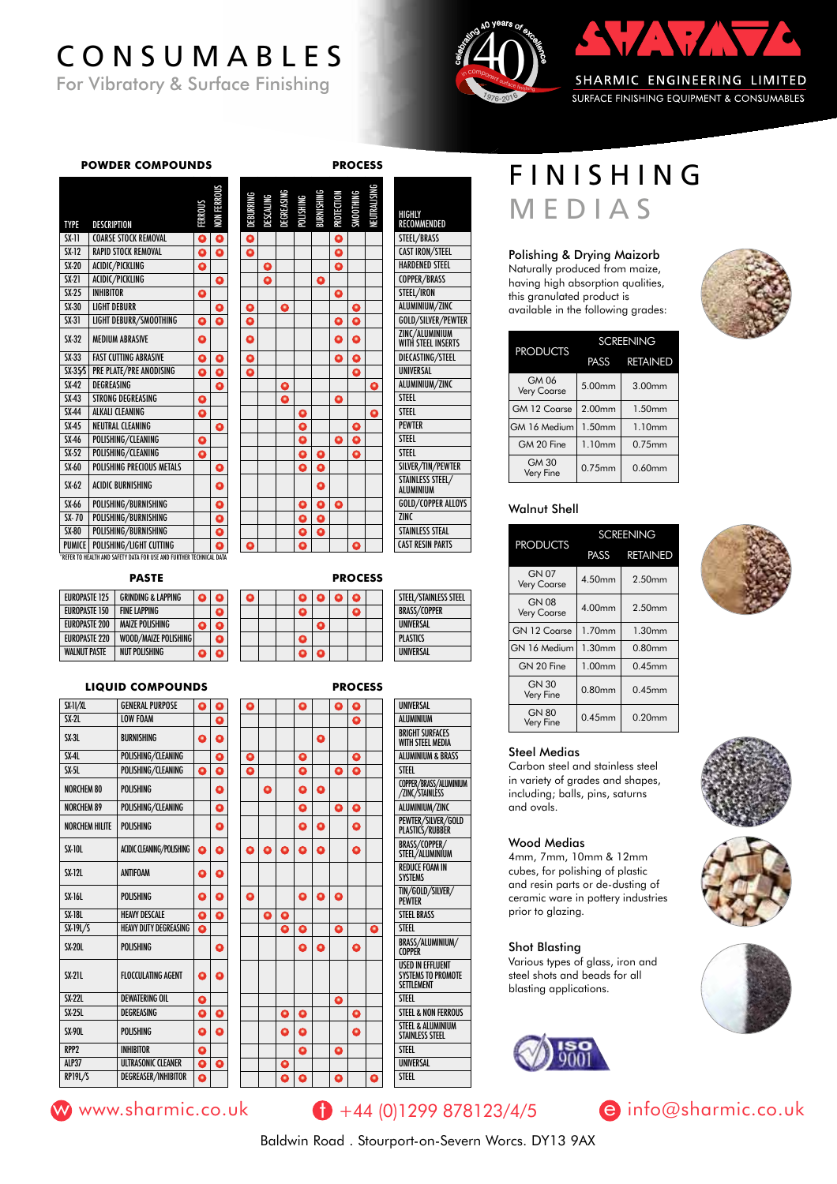# CONSUMABLES

For Vibratory & Surface Finishing

SHARMIC ENGINEERING LIMITED
SURFACE FINISHING EQUIPMENT & CONSUMABLES

celebrating 40 years of excellence in component surface finishing 1976-2016

## POWDER COMPOUNDS

| TYPE | DESCRIPTION | FERROUS | NON FERROUS | DEBURRING | DESCALING | DEGREASING | POLISHING | BURNISHING | PROTECTION | SMOOTHING | NEUTRALISING | HIGHLY RECOMMENDED |
|---|---|---|---|---|---|---|---|---|---|---|---|---|
| SX-11 | COARSE STOCK REMOVAL | ● | ● | ● | | | | | ● | | | STEEL/BRASS |
| SX-12 | RAPID STOCK REMOVAL | ● | ● | ● | | | | | ● | | | CAST IRON/STEEL |
| SX-20 | ACIDIC/PICKLING | ● | | | ● | | | | ● | | | HARDENED STEEL |
| SX-21 | ACIDIC/PICKLING | | ● | | ● | | | ● | | | | COPPER/BRASS |
| SX-25 | INHIBITOR | ● | | | | | | | ● | | | STEEL/IRON |
| SX-30 | LIGHT DEBURR | | ● | ● | | ● | | | | ● | | ALUMINIUM/ZINC |
| SX-31 | LIGHT DEBURR/SMOOTHING | ● | ● | ● | | | | | ● | ● | | GOLD/SILVER/PEWTER |
| SX-32 | MEDIUM ABRASIVE | ● | | ● | | | | | ● | ● | | ZINC/ALUMINIUM WITH STEEL INSERTS |
| SX-33 | FAST CUTTING ABRASIVE | ● | ● | ● | | | | | ● | ● | | DIECASTING/STEEL |
| SX-35S | PRE PLATE/PRE ANODISING | ● | ● | ● | | | | | | ● | | UNIVERSAL |
| SX-42 | DEGREASING | | ● | | | ● | | | | | ● | ALUMINIUM/ZINC |
| SX-43 | STRONG DEGREASING | ● | | | | ● | | | ● | | | STEEL |
| SX-44 | ALKALI CLEANING | ● | | | | | ● | | | | ● | STEEL |
| SX-45 | NEUTRAL CLEANING | | ● | | | | ● | | | | | PEWTER |
| SX-46 | POLISHING/CLEANING | ● | | | | | ● | | ● | ● | | STEEL |
| SX-52 | POLISHING/CLEANING | ● | | | | | ● | ● | | ● | | STEEL |
| SX-60 | POLISHING PRECIOUS METALS | | ● | | | | ● | ● | | | | SILVER/TIN/PEWTER |
| SX-62 | ACIDIC BURNISHING | | ● | | | | | ● | | | | STAINLESS STEEL/ALUMINIUM |
| SX-66 | POLISHING/BURNISHING | | ● | | | | ● | ● | ● | | | GOLD/COPPER ALLOYS |
| SX-70 | POLISHING/BURNISHING | | ● | | | | ● | ● | | | | ZINC |
| SX-80 | POLISHING/BURNISHING | | ● | | | | ● | ● | | | | STAINLESS STEAL |
| PUMICE | POLISHING/LIGHT CUTTING | | ● | ● | | | ● | | | ● | | CAST RESIN PARTS |

*REFER TO HEALTH AND SAFETY DATA FOR USE AND FURTHER TECHNICAL DATA

## PASTE

| TYPE | DESCRIPTION | FERROUS | NON FERROUS | DEBURRING | DESCALING | DEGREASING | POLISHING | BURNISHING | PROTECTION | SMOOTHING | NEUTRALISING | HIGHLY RECOMMENDED |
|---|---|---|---|---|---|---|---|---|---|---|---|---|
| EUROPASTE 125 | GRINDING & LAPPING | ● | ● | ● | | | ● | ● | ● | ● | | STEEL/STAINLESS STEEL |
| EUROPASTE 150 | FINE LAPPING | | ● | | | | ● | | | ● | | BRASS/COPPER |
| EUROPASTE 200 | MAIZE POLISHING | ● | ● | | | | | ● | | | | UNIVERSAL |
| EUROPASTE 220 | WOOD/MAIZE POLISHING | | ● | | | | ● | | | | | PLASTICS |
| WALNUT PASTE | NUT POLISHING | ● | ● | | | | ● | ● | | | | UNIVERSAL |

## LIQUID COMPOUNDS

| TYPE | DESCRIPTION | FERROUS | NON FERROUS | DEBURRING | DESCALING | DEGREASING | POLISHING | BURNISHING | PROTECTION | SMOOTHING | NEUTRALISING | HIGHLY RECOMMENDED |
|---|---|---|---|---|---|---|---|---|---|---|---|---|
| SX-1L/XL | GENERAL PURPOSE | ● | ● | ● | | | ● | | ● | ● | | UNIVERSAL |
| SX-2L | LOW FOAM | | ● | | | | | | | ● | | ALUMINIUM |
| SX-3L | BURNISHING | ● | ● | | | | | ● | | | | BRIGHT SURFACES WITH STEEL MEDIA |
| SX-4L | POLISHING/CLEANING | | ● | ● | | | ● | | | ● | | ALUMINIUM & BRASS |
| SX-5L | POLISHING/CLEANING | ● | ● | ● | | | ● | | ● | ● | | STEEL |
| NORCHEM 80 | POLISHING | | ● | | ● | | ● | ● | | | | COPPER/BRASS/ALUMINIUM/ZINC/STAINLESS |
| NORCHEM 89 | POLISHING/CLEANING | | ● | | | | ● | | ● | ● | | ALUMINIUM/ZINC |
| NORCHEM HILITE | POLISHING | | ● | | | | ● | ● | | ● | | PEWTER/SILVER/GOLD PLASTICS/RUBBER |
| SX-10L | ACIDIC CLEANING/POLISHING | ● | ● | ● | ● | ● | ● | ● | | ● | | BRASS/COPPER/STEEL/ALUMINIUM |
| SX-12L | ANTIFOAM | ● | ● | | | | | | | | | REDUCE FOAM IN SYSTEMS |
| SX-16L | POLISHING | ● | ● | ● | | | ● | ● | ● | | | TIN/GOLD/SILVER/PEWTER |
| SX-18L | HEAVY DESCALE | ● | ● | | ● | ● | | | | | | STEEL BRASS |
| SX-19L/S | HEAVY DUTY DEGREASING | ● | | | | ● | ● | | ● | | ● | STEEL |
| SX-20L | POLISHING | | ● | | | | ● | ● | | ● | | BRASS/ALUMINIUM/COPPER |
| SX-21L | FLOCCULATING AGENT | ● | ● | | | | | | | | | USED IN EFFLUENT SYSTEMS TO PROMOTE SETTLEMENT |
| SX-22L | DEWATERING OIL | ● | | | | | | | ● | | | STEEL |
| SX-25L | DEGREASING | ● | ● | | | ● | ● | | | ● | | STEEL & NON FERROUS |
| SX-90L | POLISHING | ● | ● | | | ● | ● | | | ● | | STEEL & ALUMINIUM STAINLESS STEEL |
| RPP2 | INHIBITOR | ● | | | | | ● | | ● | | | STEEL |
| ALP37 | ULTRASONIC CLEANER | ● | ● | | | ● | | | | | | UNIVERSAL |
| RP19L/S | DEGREASER/INHIBITOR | ● | | | | ● | ● | | ● | | ● | STEEL |

# FINISHING MEDIAS

### Polishing & Drying Maizorb

Naturally produced from maize, having high absorption qualities, this granulated product is available in the following grades:

| PRODUCTS | SCREENING | |
|---|---|---|
| | PASS | RETAINED |
| GM 06 Very Coarse | 5.00mm | 3.00mm |
| GM 12 Coarse | 2.00mm | 1.50mm |
| GM 16 Medium | 1.50mm | 1.10mm |
| GM 20 Fine | 1.10mm | 0.75mm |
| GM 30 Very Fine | 0.75mm | 0.60mm |

### Walnut Shell

| PRODUCTS | SCREENING | |
|---|---|---|
| | PASS | RETAINED |
| GN 07 Very Coarse | 4.50mm | 2.50mm |
| GN 08 Very Coarse | 4.00mm | 2.50mm |
| GN 12 Coarse | 1.70mm | 1.30mm |
| GN 16 Medium | 1.30mm | 0.80mm |
| GN 20 Fine | 1.00mm | 0.45mm |
| GN 30 Very Fine | 0.80mm | 0.45mm |
| GN 80 Very Fine | 0.45mm | 0.20mm |

### Steel Medias

Carbon steel and stainless steel in variety of grades and shapes, including; balls, pins, saturns and ovals.

### Wood Medias

4mm, 7mm, 10mm & 12mm cubes, for polishing of plastic and resin parts or de-dusting of ceramic ware in pottery industries prior to glazing.

### Shot Blasting

Various types of glass, iron and steel shots and beads for all blasting applications.

ISO 9001

www.sharmic.co.uk +44 (0)1299 878123/4/5 info@sharmic.co.uk

Baldwin Road . Stourport-on-Severn Worcs. DY13 9AX